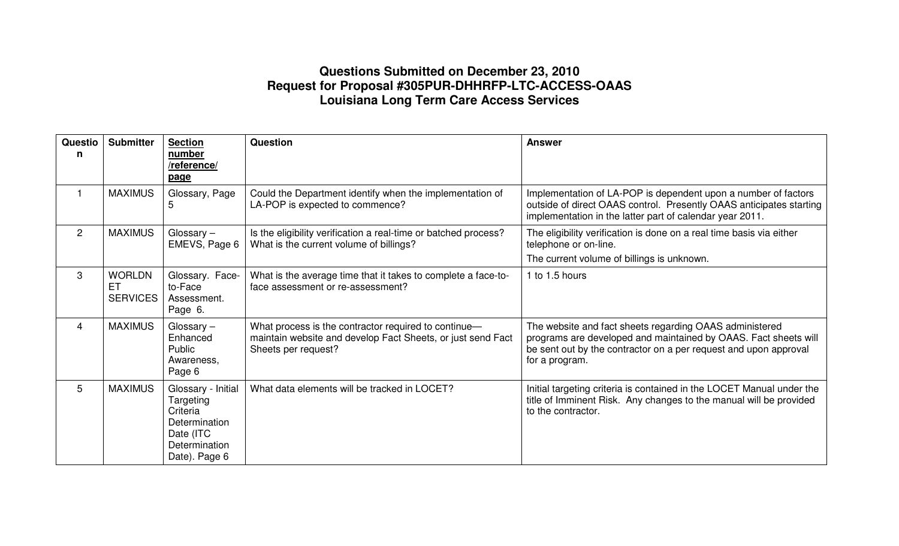# Questions Submitted on December 23, 2010
# Request for Proposal #305PUR-DHHRFP-LTC-ACCESS-OAAS
# Louisiana Long Term Care Access Services

| Question | Submitter | Section number /reference/ page | Question | Answer |
|---|---|---|---|---|
| 1 | MAXIMUS | Glossary, Page 5 | Could the Department identify when the implementation of LA-POP is expected to commence? | Implementation of LA-POP is dependent upon a number of factors outside of direct OAAS control. Presently OAAS anticipates starting implementation in the latter part of calendar year 2011. |
| 2 | MAXIMUS | Glossary – EMEVS, Page 6 | Is the eligibility verification a real-time or batched process? What is the current volume of billings? | The eligibility verification is done on a real time basis via either telephone or on-line.<br>The current volume of billings is unknown. |
| 3 | WORLDNET SERVICES | Glossary. Face-to-Face Assessment. Page 6. | What is the average time that it takes to complete a face-to-face assessment or re-assessment? | 1 to 1.5 hours |
| 4 | MAXIMUS | Glossary – Enhanced Public Awareness, Page 6 | What process is the contractor required to continue—maintain website and develop Fact Sheets, or just send Fact Sheets per request? | The website and fact sheets regarding OAAS administered programs are developed and maintained by OAAS. Fact sheets will be sent out by the contractor on a per request and upon approval for a program. |
| 5 | MAXIMUS | Glossary - Initial Targeting Criteria Determination Date (ITC Determination Date). Page 6 | What data elements will be tracked in LOCET? | Initial targeting criteria is contained in the LOCET Manual under the title of Imminent Risk. Any changes to the manual will be provided to the contractor. |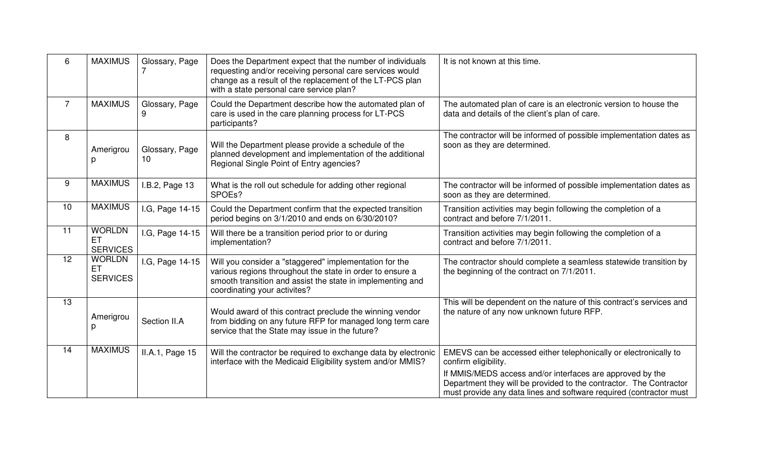| 6 | MAXIMUS | Glossary, Page 7 | Does the Department expect that the number of individuals requesting and/or receiving personal care services would change as a result of the replacement of the LT-PCS plan with a state personal care service plan? | It is not known at this time. |
|---|---|---|---|---|
| 7 | MAXIMUS | Glossary, Page 9 | Could the Department describe how the automated plan of care is used in the care planning process for LT-PCS participants? | The automated plan of care is an electronic version to house the data and details of the client's plan of care. |
| 8 | Amerigroup | Glossary, Page 10 | Will the Department please provide a schedule of the planned development and implementation of the additional Regional Single Point of Entry agencies? | The contractor will be informed of possible implementation dates as soon as they are determined. |
| 9 | MAXIMUS | I.B.2, Page 13 | What is the roll out schedule for adding other regional SPOEs? | The contractor will be informed of possible implementation dates as soon as they are determined. |
| 10 | MAXIMUS | I.G, Page 14-15 | Could the Department confirm that the expected transition period begins on 3/1/2010 and ends on 6/30/2010? | Transition activities may begin following the completion of a contract and before 7/1/2011. |
| 11 | WORLDNET SERVICES | I.G, Page 14-15 | Will there be a transition period prior to or during implementation? | Transition activities may begin following the completion of a contract and before 7/1/2011. |
| 12 | WORLDNET SERVICES | I.G, Page 14-15 | Will you consider a "staggered" implementation for the various regions throughout the state in order to ensure a smooth transition and assist the state in implementing and coordinating your activites? | The contractor should complete a seamless statewide transition by the beginning of the contract on 7/1/2011. |
| 13 | Amerigroup | Section II.A | Would award of this contract preclude the winning vendor from bidding on any future RFP for managed long term care service that the State may issue in the future? | This will be dependent on the nature of this contract's services and the nature of any now unknown future RFP. |
| 14 | MAXIMUS | II.A.1, Page 15 | Will the contractor be required to exchange data by electronic interface with the Medicaid Eligibility system and/or MMIS? | EMEVS can be accessed either telephonically or electronically to confirm eligibility.<br><br>If MMIS/MEDS access and/or interfaces are approved by the Department they will be provided to the contractor. The Contractor must provide any data lines and software required (contractor must |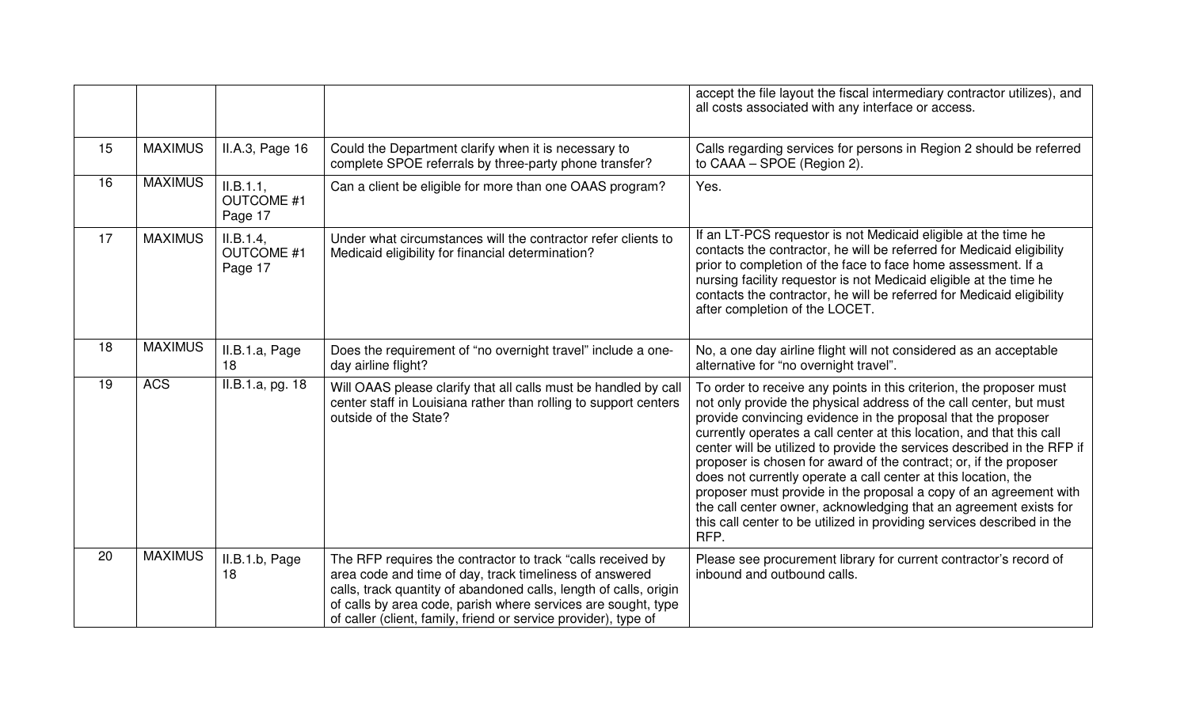| | | | | |
|---|---|---|---|---|
| | | | | accept the file layout the fiscal intermediary contractor utilizes), and all costs associated with any interface or access. |
| 15 | MAXIMUS | II.A.3, Page 16 | Could the Department clarify when it is necessary to complete SPOE referrals by three-party phone transfer? | Calls regarding services for persons in Region 2 should be referred to CAAA – SPOE (Region 2). |
| 16 | MAXIMUS | II.B.1.1, OUTCOME #1 Page 17 | Can a client be eligible for more than one OAAS program? | Yes. |
| 17 | MAXIMUS | II.B.1.4, OUTCOME #1 Page 17 | Under what circumstances will the contractor refer clients to Medicaid eligibility for financial determination? | If an LT-PCS requestor is not Medicaid eligible at the time he contacts the contractor, he will be referred for Medicaid eligibility prior to completion of the face to face home assessment. If a nursing facility requestor is not Medicaid eligible at the time he contacts the contractor, he will be referred for Medicaid eligibility after completion of the LOCET. |
| 18 | MAXIMUS | II.B.1.a, Page 18 | Does the requirement of "no overnight travel" include a one-day airline flight? | No, a one day airline flight will not considered as an acceptable alternative for "no overnight travel". |
| 19 | ACS | II.B.1.a, pg. 18 | Will OAAS please clarify that all calls must be handled by call center staff in Louisiana rather than rolling to support centers outside of the State? | To order to receive any points in this criterion, the proposer must not only provide the physical address of the call center, but must provide convincing evidence in the proposal that the proposer currently operates a call center at this location, and that this call center will be utilized to provide the services described in the RFP if proposer is chosen for award of the contract; or, if the proposer does not currently operate a call center at this location, the proposer must provide in the proposal a copy of an agreement with the call center owner, acknowledging that an agreement exists for this call center to be utilized in providing services described in the RFP. |
| 20 | MAXIMUS | II.B.1.b, Page 18 | The RFP requires the contractor to track "calls received by area code and time of day, track timeliness of answered calls, track quantity of abandoned calls, length of calls, origin of calls by area code, parish where services are sought, type of caller (client, family, friend or service provider), type of | Please see procurement library for current contractor's record of inbound and outbound calls. |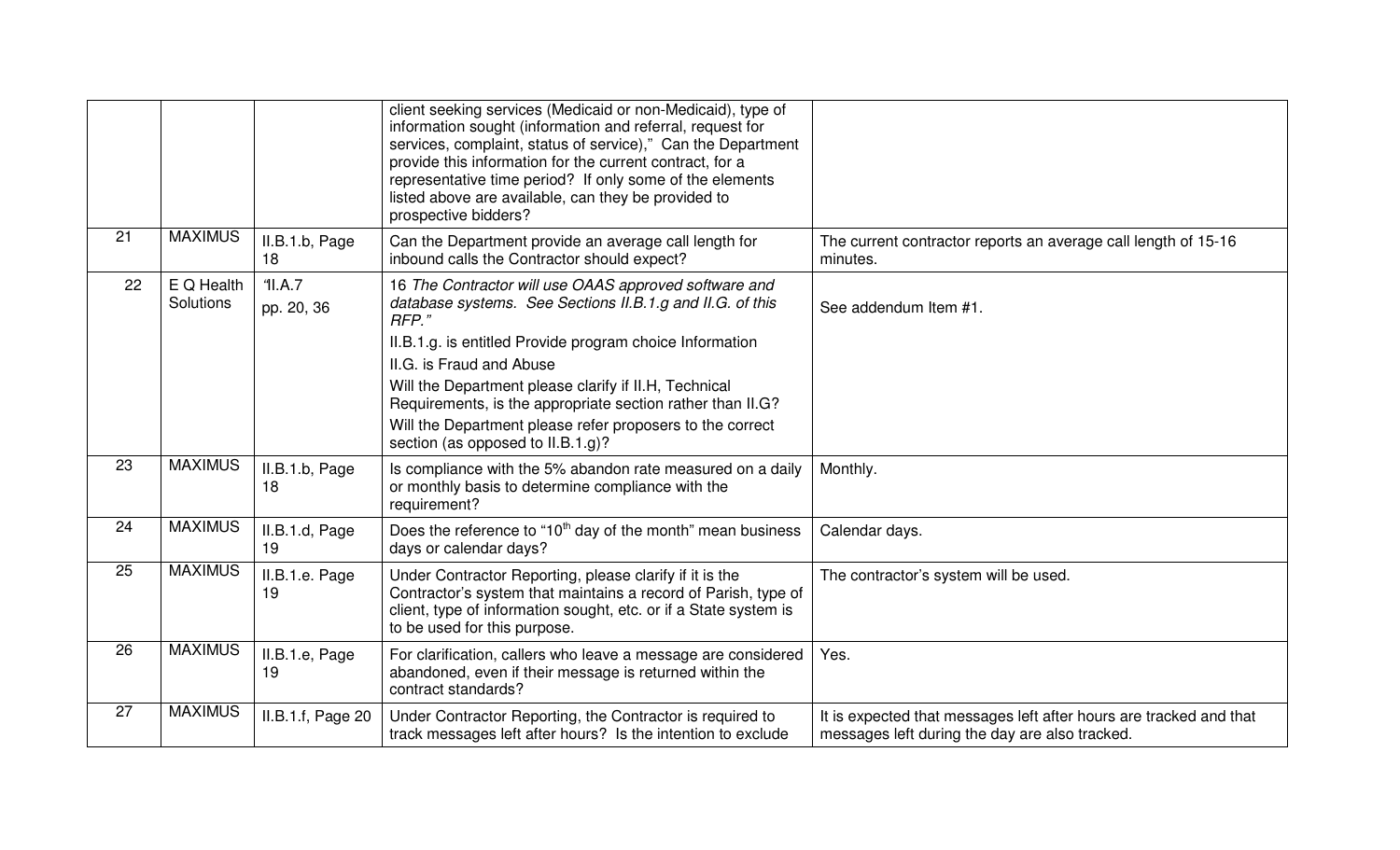| | | | | |
|---|---|---|---|---|
| | | | client seeking services (Medicaid or non-Medicaid), type of information sought (information and referral, request for services, complaint, status of service)," Can the Department provide this information for the current contract, for a representative time period? If only some of the elements listed above are available, can they be provided to prospective bidders? | |
| 21 | MAXIMUS | II.B.1.b, Page 18 | Can the Department provide an average call length for inbound calls the Contractor should expect? | The current contractor reports an average call length of 15-16 minutes. |
| 22 | E Q Health Solutions | "II.A.7 pp. 20, 36 | 16 *The Contractor will use OAAS approved software and database systems. See Sections II.B.1.g and II.G. of this RFP."* II.B.1.g. is entitled Provide program choice Information II.G. is Fraud and Abuse Will the Department please clarify if II.H, Technical Requirements, is the appropriate section rather than II.G? Will the Department please refer proposers to the correct section (as opposed to II.B.1.g)? | *See addendum Item #1.* |
| 23 | MAXIMUS | II.B.1.b, Page 18 | Is compliance with the 5% abandon rate measured on a daily or monthly basis to determine compliance with the requirement? | Monthly. |
| 24 | MAXIMUS | II.B.1.d, Page 19 | Does the reference to "10th day of the month" mean business days or calendar days? | Calendar days. |
| 25 | MAXIMUS | II.B.1.e. Page 19 | Under Contractor Reporting, please clarify if it is the Contractor's system that maintains a record of Parish, type of client, type of information sought, etc. or if a State system is to be used for this purpose. | The contractor's system will be used. |
| 26 | MAXIMUS | II.B.1.e, Page 19 | For clarification, callers who leave a message are considered abandoned, even if their message is returned within the contract standards? | Yes. |
| 27 | MAXIMUS | II.B.1.f, Page 20 | Under Contractor Reporting, the Contractor is required to track messages left after hours? Is the intention to exclude | It is expected that messages left after hours are tracked and that messages left during the day are also tracked. |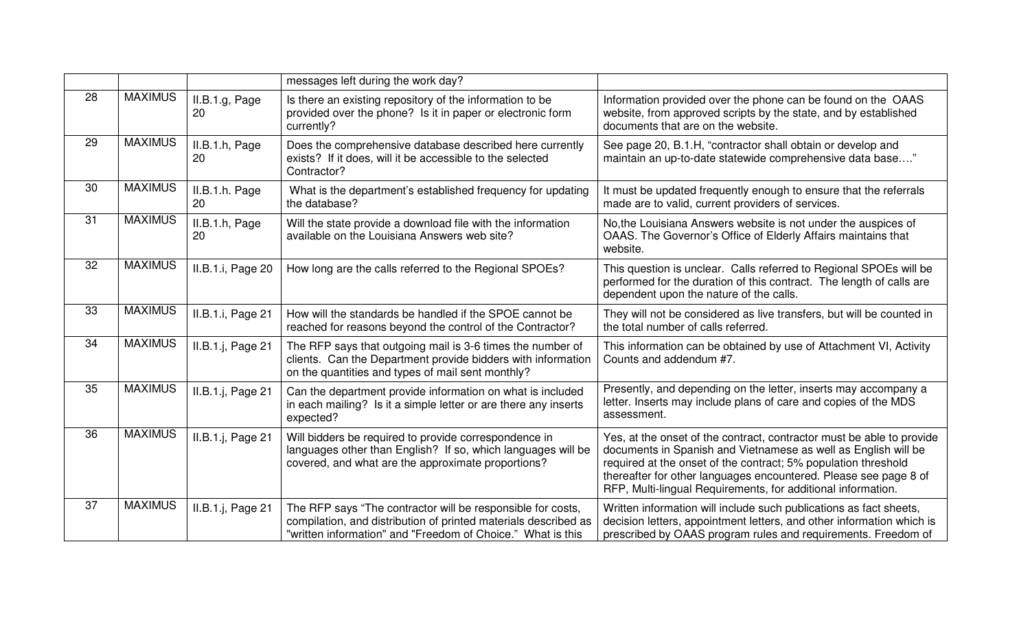| | | | messages left during the work day? | |
|---|---|---|---|---|
| 28 | MAXIMUS | II.B.1.g, Page 20 | Is there an existing repository of the information to be provided over the phone? Is it in paper or electronic form currently? | Information provided over the phone can be found on the OAAS website, from approved scripts by the state, and by established documents that are on the website. |
| 29 | MAXIMUS | II.B.1.h, Page 20 | Does the comprehensive database described here currently exists? If it does, will it be accessible to the selected Contractor? | See page 20, B.1.H, "contractor shall obtain or develop and maintain an up-to-date statewide comprehensive data base…." |
| 30 | MAXIMUS | II.B.1.h. Page 20 | What is the department's established frequency for updating the database? | It must be updated frequently enough to ensure that the referrals made are to valid, current providers of services. |
| 31 | MAXIMUS | II.B.1.h, Page 20 | Will the state provide a download file with the information available on the Louisiana Answers web site? | No,the Louisiana Answers website is not under the auspices of OAAS. The Governor's Office of Elderly Affairs maintains that website. |
| 32 | MAXIMUS | II.B.1.i, Page 20 | How long are the calls referred to the Regional SPOEs? | This question is unclear. Calls referred to Regional SPOEs will be performed for the duration of this contract. The length of calls are dependent upon the nature of the calls. |
| 33 | MAXIMUS | II.B.1.i, Page 21 | How will the standards be handled if the SPOE cannot be reached for reasons beyond the control of the Contractor? | They will not be considered as live transfers, but will be counted in the total number of calls referred. |
| 34 | MAXIMUS | II.B.1.j, Page 21 | The RFP says that outgoing mail is 3-6 times the number of clients. Can the Department provide bidders with information on the quantities and types of mail sent monthly? | This information can be obtained by use of Attachment VI, Activity Counts and addendum #7. |
| 35 | MAXIMUS | II.B.1.j, Page 21 | Can the department provide information on what is included in each mailing? Is it a simple letter or are there any inserts expected? | Presently, and depending on the letter, inserts may accompany a letter. Inserts may include plans of care and copies of the MDS assessment. |
| 36 | MAXIMUS | II.B.1.j, Page 21 | Will bidders be required to provide correspondence in languages other than English? If so, which languages will be covered, and what are the approximate proportions? | Yes, at the onset of the contract, contractor must be able to provide documents in Spanish and Vietnamese as well as English will be required at the onset of the contract; 5% population threshold thereafter for other languages encountered. Please see page 8 of RFP, Multi-lingual Requirements, for additional information. |
| 37 | MAXIMUS | II.B.1.j, Page 21 | The RFP says "The contractor will be responsible for costs, compilation, and distribution of printed materials described as "written information" and "Freedom of Choice." What is this | Written information will include such publications as fact sheets, decision letters, appointment letters, and other information which is prescribed by OAAS program rules and requirements. Freedom of |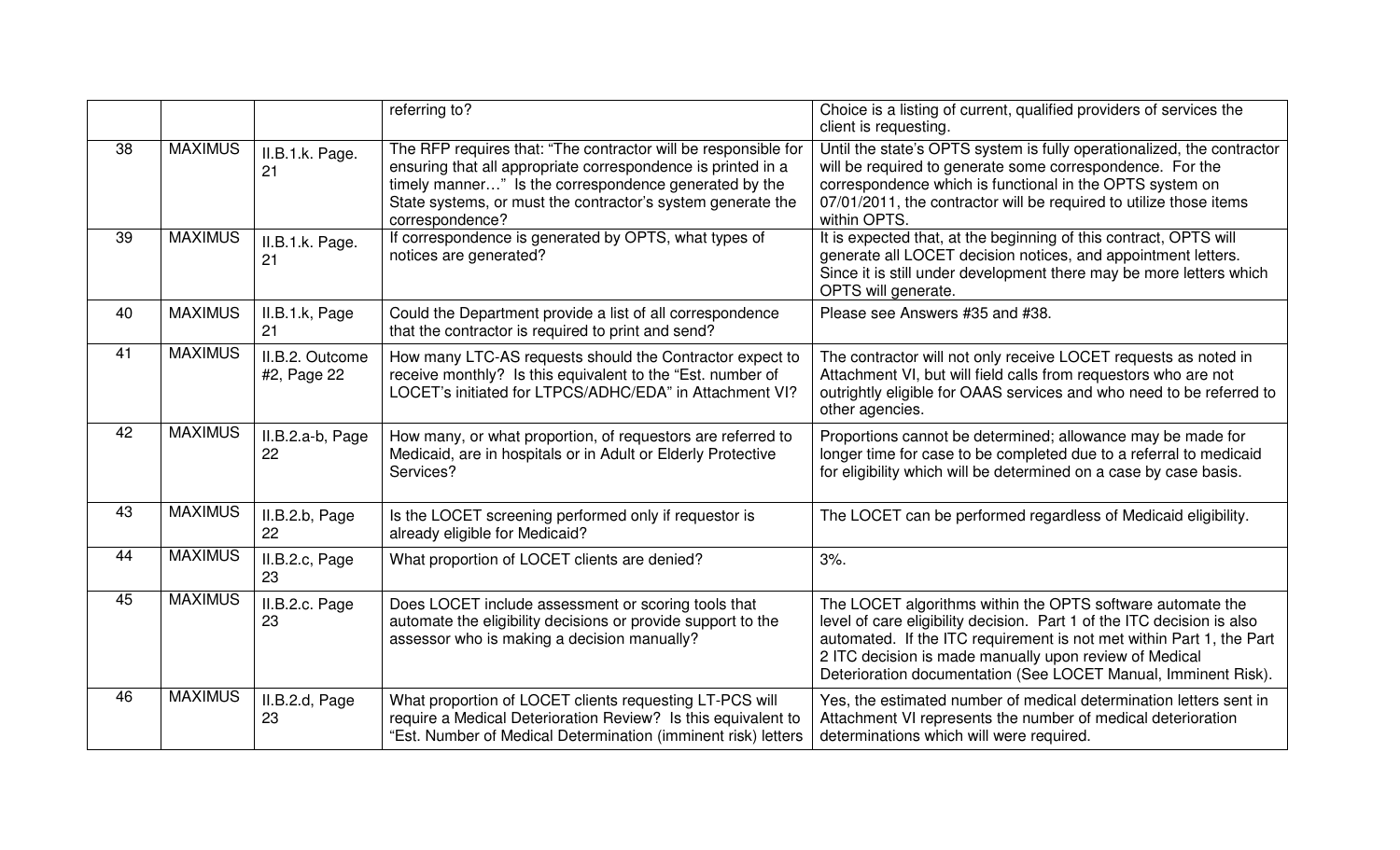| | | | referring to? | Choice is a listing of current, qualified providers of services the client is requesting. |
|---|---|---|---|---|
| 38 | MAXIMUS | II.B.1.k. Page. 21 | The RFP requires that: "The contractor will be responsible for ensuring that all appropriate correspondence is printed in a timely manner…" Is the correspondence generated by the State systems, or must the contractor's system generate the correspondence? | Until the state's OPTS system is fully operationalized, the contractor will be required to generate some correspondence. For the correspondence which is functional in the OPTS system on 07/01/2011, the contractor will be required to utilize those items within OPTS. |
| 39 | MAXIMUS | II.B.1.k. Page. 21 | If correspondence is generated by OPTS, what types of notices are generated? | It is expected that, at the beginning of this contract, OPTS will generate all LOCET decision notices, and appointment letters. Since it is still under development there may be more letters which OPTS will generate. |
| 40 | MAXIMUS | II.B.1.k, Page 21 | Could the Department provide a list of all correspondence that the contractor is required to print and send? | Please see Answers #35 and #38. |
| 41 | MAXIMUS | II.B.2. Outcome #2, Page 22 | How many LTC-AS requests should the Contractor expect to receive monthly? Is this equivalent to the "Est. number of LOCET's initiated for LTPCS/ADHC/EDA" in Attachment VI? | The contractor will not only receive LOCET requests as noted in Attachment VI, but will field calls from requestors who are not outrightly eligible for OAAS services and who need to be referred to other agencies. |
| 42 | MAXIMUS | II.B.2.a-b, Page 22 | How many, or what proportion, of requestors are referred to Medicaid, are in hospitals or in Adult or Elderly Protective Services? | Proportions cannot be determined; allowance may be made for longer time for case to be completed due to a referral to medicaid for eligibility which will be determined on a case by case basis. |
| 43 | MAXIMUS | II.B.2.b, Page 22 | Is the LOCET screening performed only if requestor is already eligible for Medicaid? | The LOCET can be performed regardless of Medicaid eligibility. |
| 44 | MAXIMUS | II.B.2.c, Page 23 | What proportion of LOCET clients are denied? | 3%. |
| 45 | MAXIMUS | II.B.2.c. Page 23 | Does LOCET include assessment or scoring tools that automate the eligibility decisions or provide support to the assessor who is making a decision manually? | The LOCET algorithms within the OPTS software automate the level of care eligibility decision. Part 1 of the ITC decision is also automated. If the ITC requirement is not met within Part 1, the Part 2 ITC decision is made manually upon review of Medical Deterioration documentation (See LOCET Manual, Imminent Risk). |
| 46 | MAXIMUS | II.B.2.d, Page 23 | What proportion of LOCET clients requesting LT-PCS will require a Medical Deterioration Review? Is this equivalent to "Est. Number of Medical Determination (imminent risk) letters | Yes, the estimated number of medical determination letters sent in Attachment VI represents the number of medical deterioration determinations which will were required. |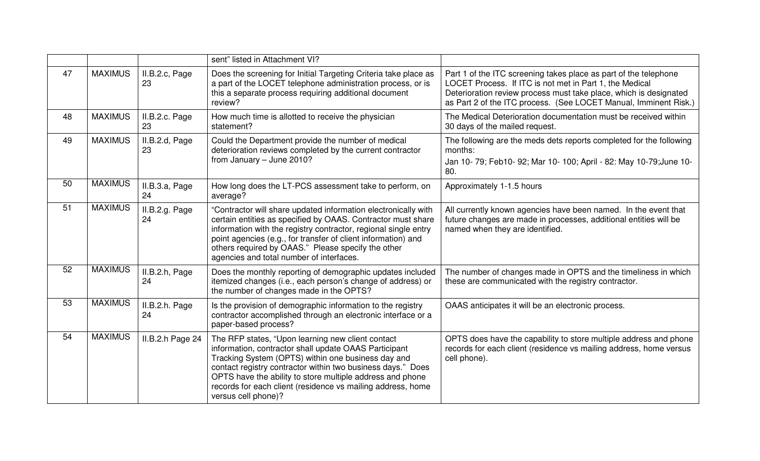| | | | sent" listed in Attachment VI? | |
|---|---|---|---|---|
| 47 | MAXIMUS | II.B.2.c, Page 23 | Does the screening for Initial Targeting Criteria take place as a part of the LOCET telephone administration process, or is this a separate process requiring additional document review? | Part 1 of the ITC screening takes place as part of the telephone LOCET Process. If ITC is not met in Part 1, the Medical Deterioration review process must take place, which is designated as Part 2 of the ITC process. (See LOCET Manual, Imminent Risk.) |
| 48 | MAXIMUS | II.B.2.c. Page 23 | How much time is allotted to receive the physician statement? | The Medical Deterioration documentation must be received within 30 days of the mailed request. |
| 49 | MAXIMUS | II.B.2.d, Page 23 | Could the Department provide the number of medical deterioration reviews completed by the current contractor from January – June 2010? | The following are the meds dets reports completed for the following months:<br>Jan 10- 79; Feb10- 92; Mar 10- 100; April - 82: May 10-79;June 10-80. |
| 50 | MAXIMUS | II.B.3.a, Page 24 | How long does the LT-PCS assessment take to perform, on average? | Approximately 1-1.5 hours |
| 51 | MAXIMUS | II.B.2.g. Page 24 | "Contractor will share updated information electronically with certain entities as specified by OAAS. Contractor must share information with the registry contractor, regional single entry point agencies (e.g., for transfer of client information) and others required by OAAS." Please specify the other agencies and total number of interfaces. | All currently known agencies have been named. In the event that future changes are made in processes, additional entities will be named when they are identified. |
| 52 | MAXIMUS | II.B.2.h, Page 24 | Does the monthly reporting of demographic updates included itemized changes (i.e., each person's change of address) or the number of changes made in the OPTS? | The number of changes made in OPTS and the timeliness in which these are communicated with the registry contractor. |
| 53 | MAXIMUS | II.B.2.h. Page 24 | Is the provision of demographic information to the registry contractor accomplished through an electronic interface or a paper-based process? | OAAS anticipates it will be an electronic process. |
| 54 | MAXIMUS | II.B.2.h Page 24 | The RFP states, "Upon learning new client contact information, contractor shall update OAAS Participant Tracking System (OPTS) within one business day and contact registry contractor within two business days." Does OPTS have the ability to store multiple address and phone records for each client (residence vs mailing address, home versus cell phone)? | OPTS does have the capability to store multiple address and phone records for each client (residence vs mailing address, home versus cell phone). |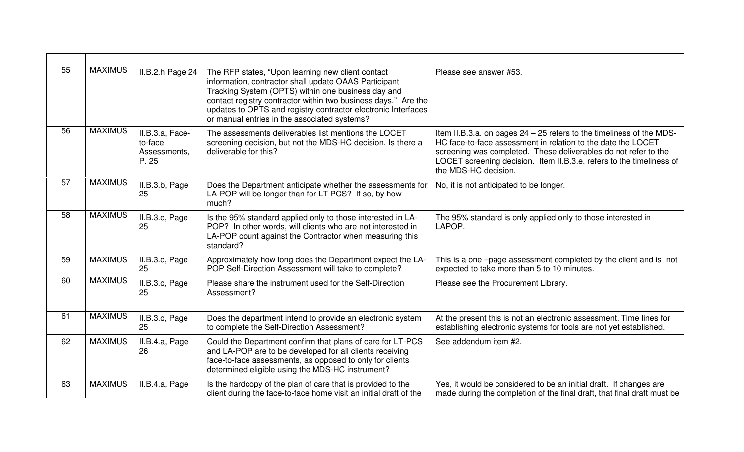| | | | | |
|---|---|---|---|---|
| 55 | MAXIMUS | II.B.2.h Page 24 | The RFP states, "Upon learning new client contact information, contractor shall update OAAS Participant Tracking System (OPTS) within one business day and contact registry contractor within two business days." Are the updates to OPTS and registry contractor electronic Interfaces or manual entries in the associated systems? | Please see answer #53. |
| 56 | MAXIMUS | II.B.3.a, Face-to-face Assessments, P. 25 | The assessments deliverables list mentions the LOCET screening decision, but not the MDS-HC decision. Is there a deliverable for this? | Item II.B.3.a. on pages 24 – 25 refers to the timeliness of the MDS-HC face-to-face assessment in relation to the date the LOCET screening was completed. These deliverables do not refer to the LOCET screening decision. Item II.B.3.e. refers to the timeliness of the MDS-HC decision. |
| 57 | MAXIMUS | II.B.3.b, Page 25 | Does the Department anticipate whether the assessments for LA-POP will be longer than for LT PCS? If so, by how much? | No, it is not anticipated to be longer. |
| 58 | MAXIMUS | II.B.3.c, Page 25 | Is the 95% standard applied only to those interested in LA-POP? In other words, will clients who are not interested in LA-POP count against the Contractor when measuring this standard? | The 95% standard is only applied only to those interested in LAPOP. |
| 59 | MAXIMUS | II.B.3.c, Page 25 | Approximately how long does the Department expect the LA-POP Self-Direction Assessment will take to complete? | This is a one –page assessment completed by the client and is not expected to take more than 5 to 10 minutes. |
| 60 | MAXIMUS | II.B.3.c, Page 25 | Please share the instrument used for the Self-Direction Assessment? | Please see the Procurement Library. |
| 61 | MAXIMUS | II.B.3.c, Page 25 | Does the department intend to provide an electronic system to complete the Self-Direction Assessment? | At the present this is not an electronic assessment. Time lines for establishing electronic systems for tools are not yet established. |
| 62 | MAXIMUS | II.B.4.a, Page 26 | Could the Department confirm that plans of care for LT-PCS and LA-POP are to be developed for all clients receiving face-to-face assessments, as opposed to only for clients determined eligible using the MDS-HC instrument? | See addendum item #2. |
| 63 | MAXIMUS | II.B.4.a, Page | Is the hardcopy of the plan of care that is provided to the client during the face-to-face home visit an initial draft of the | Yes, it would be considered to be an initial draft. If changes are made during the completion of the final draft, that final draft must be |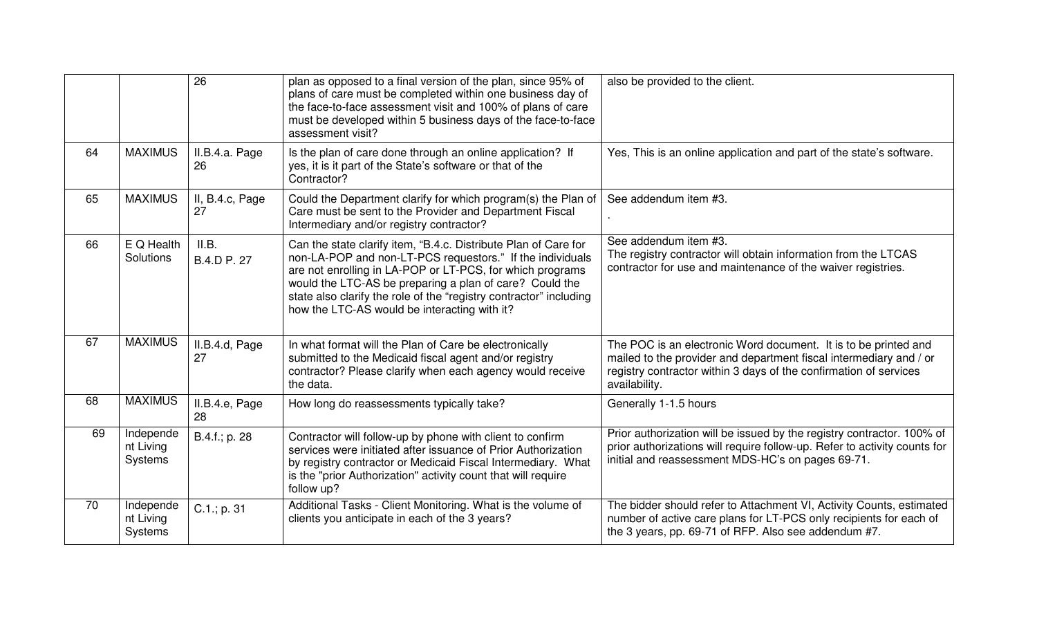| | | | | |
|---|---|---|---|---|
| | | 26 | plan as opposed to a final version of the plan, since 95% of plans of care must be completed within one business day of the face-to-face assessment visit and 100% of plans of care must be developed within 5 business days of the face-to-face assessment visit? | also be provided to the client. |
| 64 | MAXIMUS | II.B.4.a. Page 26 | Is the plan of care done through an online application? If yes, it is it part of the State's software or that of the Contractor? | Yes, This is an online application and part of the state's software. |
| 65 | MAXIMUS | II, B.4.c, Page 27 | Could the Department clarify for which program(s) the Plan of Care must be sent to the Provider and Department Fiscal Intermediary and/or registry contractor? | See addendum item #3. . |
| 66 | E Q Health Solutions | II.B. B.4.D P. 27 | Can the state clarify item, "B.4.c. Distribute Plan of Care for non-LA-POP and non-LT-PCS requestors." If the individuals are not enrolling in LA-POP or LT-PCS, for which programs would the LTC-AS be preparing a plan of care? Could the state also clarify the role of the "registry contractor" including how the LTC-AS would be interacting with it? | See addendum item #3. The registry contractor will obtain information from the LTCAS contractor for use and maintenance of the waiver registries. |
| 67 | MAXIMUS | II.B.4.d, Page 27 | In what format will the Plan of Care be electronically submitted to the Medicaid fiscal agent and/or registry contractor? Please clarify when each agency would receive the data. | The POC is an electronic Word document. It is to be printed and mailed to the provider and department fiscal intermediary and / or registry contractor within 3 days of the confirmation of services availability. |
| 68 | MAXIMUS | II.B.4.e, Page 28 | How long do reassessments typically take? | Generally 1-1.5 hours |
| 69 | Independent Living Systems | B.4.f.; p. 28 | Contractor will follow-up by phone with client to confirm services were initiated after issuance of Prior Authorization by registry contractor or Medicaid Fiscal Intermediary. What is the "prior Authorization" activity count that will require follow up? | Prior authorization will be issued by the registry contractor. 100% of prior authorizations will require follow-up. Refer to activity counts for initial and reassessment MDS-HC's on pages 69-71. |
| 70 | Independent Living Systems | C.1.; p. 31 | Additional Tasks - Client Monitoring. What is the volume of clients you anticipate in each of the 3 years? | The bidder should refer to Attachment VI, Activity Counts, estimated number of active care plans for LT-PCS only recipients for each of the 3 years, pp. 69-71 of RFP. Also see addendum #7. |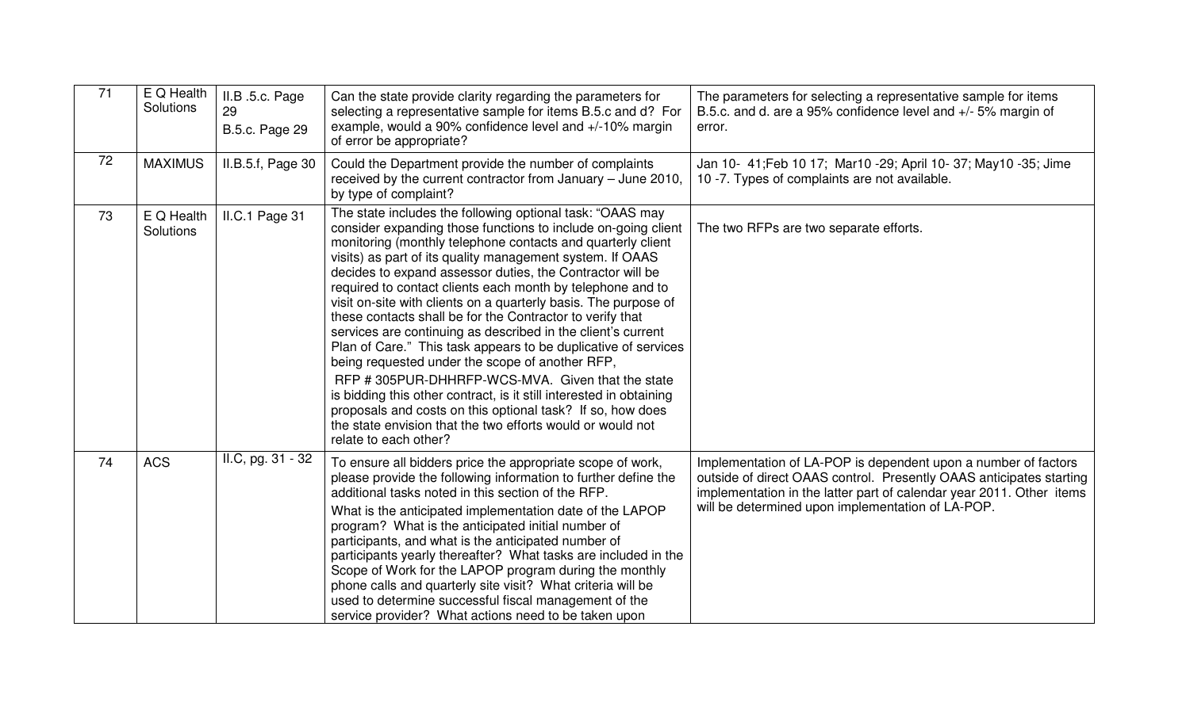| 71 | E Q Health Solutions | II.B .5.c. Page 29<br>B.5.c. Page 29 | Can the state provide clarity regarding the parameters for selecting a representative sample for items B.5.c and d? For example, would a 90% confidence level and +/-10% margin of error be appropriate? | The parameters for selecting a representative sample for items B.5.c. and d. are a 95% confidence level and +/- 5% margin of error. |
|---|---|---|---|---|
| 72 | MAXIMUS | II.B.5.f, Page 30 | Could the Department provide the number of complaints received by the current contractor from January – June 2010, by type of complaint? | Jan 10- 41;Feb 10 17; Mar10 -29; April 10- 37; May10 -35; Jime 10 -7. Types of complaints are not available. |
| 73 | E Q Health Solutions | II.C.1 Page 31 | The state includes the following optional task: "OAAS may consider expanding those functions to include on-going client monitoring (monthly telephone contacts and quarterly client visits) as part of its quality management system. If OAAS decides to expand assessor duties, the Contractor will be required to contact clients each month by telephone and to visit on-site with clients on a quarterly basis. The purpose of these contacts shall be for the Contractor to verify that services are continuing as described in the client's current Plan of Care." This task appears to be duplicative of services being requested under the scope of another RFP, RFP # 305PUR-DHHRFP-WCS-MVA. Given that the state is bidding this other contract, is it still interested in obtaining proposals and costs on this optional task? If so, how does the state envision that the two efforts would or would not relate to each other? | The two RFPs are two separate efforts. |
| 74 | ACS | II.C, pg. 31 - 32 | To ensure all bidders price the appropriate scope of work, please provide the following information to further define the additional tasks noted in this section of the RFP.<br>What is the anticipated implementation date of the LAPOP program? What is the anticipated initial number of participants, and what is the anticipated number of participants yearly thereafter? What tasks are included in the Scope of Work for the LAPOP program during the monthly phone calls and quarterly site visit? What criteria will be used to determine successful fiscal management of the service provider? What actions need to be taken upon | Implementation of LA-POP is dependent upon a number of factors outside of direct OAAS control. Presently OAAS anticipates starting implementation in the latter part of calendar year 2011. Other items will be determined upon implementation of LA-POP. |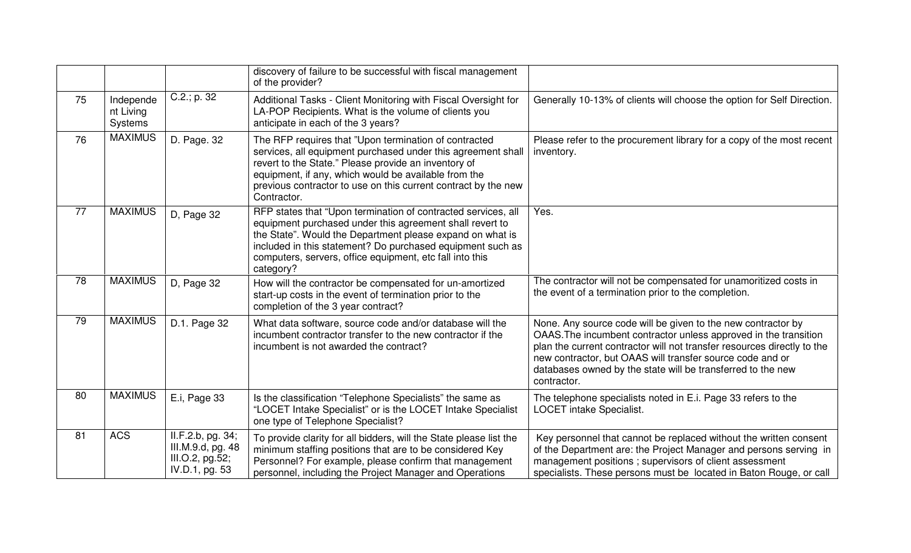| | | | | |
|---|---|---|---|---|
| | | | discovery of failure to be successful with fiscal management of the provider? | |
| 75 | Independent Living Systems | C.2.; p. 32 | Additional Tasks - Client Monitoring with Fiscal Oversight for LA-POP Recipients. What is the volume of clients you anticipate in each of the 3 years? | Generally 10-13% of clients will choose the option for Self Direction. |
| 76 | MAXIMUS | D. Page. 32 | The RFP requires that "Upon termination of contracted services, all equipment purchased under this agreement shall revert to the State." Please provide an inventory of equipment, if any, which would be available from the previous contractor to use on this current contract by the new Contractor. | Please refer to the procurement library for a copy of the most recent inventory. |
| 77 | MAXIMUS | D, Page 32 | RFP states that "Upon termination of contracted services, all equipment purchased under this agreement shall revert to the State". Would the Department please expand on what is included in this statement? Do purchased equipment such as computers, servers, office equipment, etc fall into this category? | Yes. |
| 78 | MAXIMUS | D, Page 32 | How will the contractor be compensated for un-amortized start-up costs in the event of termination prior to the completion of the 3 year contract? | The contractor will not be compensated for unamortized costs in the event of a termination prior to the completion. |
| 79 | MAXIMUS | D.1. Page 32 | What data software, source code and/or database will the incumbent contractor transfer to the new contractor if the incumbent is not awarded the contract? | None. Any source code will be given to the new contractor by OAAS.The incumbent contractor unless approved in the transition plan the current contractor will not transfer resources directly to the new contractor, but OAAS will transfer source code and or databases owned by the state will be transferred to the new contractor. |
| 80 | MAXIMUS | E.i, Page 33 | Is the classification "Telephone Specialists" the same as "LOCET Intake Specialist" or is the LOCET Intake Specialist one type of Telephone Specialist? | The telephone specialists noted in E.i. Page 33 refers to the LOCET intake Specialist. |
| 81 | ACS | II.F.2.b, pg. 34; III.M.9.d, pg. 48 III.O.2, pg.52; IV.D.1, pg. 53 | To provide clarity for all bidders, will the State please list the minimum staffing positions that are to be considered Key Personnel? For example, please confirm that management personnel, including the Project Manager and Operations | Key personnel that cannot be replaced without the written consent of the Department are: the Project Manager and persons serving in management positions ; supervisors of client assessment specialists. These persons must be located in Baton Rouge, or call |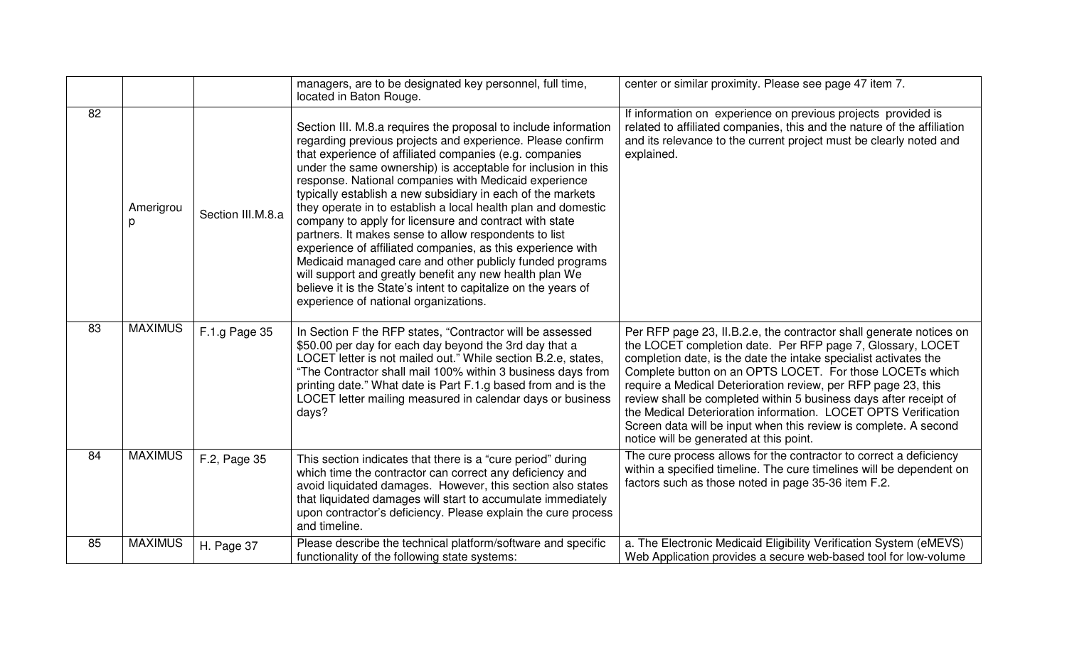|  |  |  | managers, are to be designated key personnel, full time, located in Baton Rouge. | center or similar proximity. Please see page 47 item 7. |
|---|---|---|---|---|
| 82 | Amerigroup | Section III.M.8.a | Section III. M.8.a requires the proposal to include information regarding previous projects and experience. Please confirm that experience of affiliated companies (e.g. companies under the same ownership) is acceptable for inclusion in this response. National companies with Medicaid experience typically establish a new subsidiary in each of the markets they operate in to establish a local health plan and domestic company to apply for licensure and contract with state partners. It makes sense to allow respondents to list experience of affiliated companies, as this experience with Medicaid managed care and other publicly funded programs will support and greatly benefit any new health plan We believe it is the State's intent to capitalize on the years of experience of national organizations. | If information on experience on previous projects provided is related to affiliated companies, this and the nature of the affiliation and its relevance to the current project must be clearly noted and explained. |
| 83 | MAXIMUS | F.1.g Page 35 | In Section F the RFP states, "Contractor will be assessed $50.00 per day for each day beyond the 3rd day that a LOCET letter is not mailed out." While section B.2.e, states, "The Contractor shall mail 100% within 3 business days from printing date." What date is Part F.1.g based from and is the LOCET letter mailing measured in calendar days or business days? | Per RFP page 23, II.B.2.e, the contractor shall generate notices on the LOCET completion date. Per RFP page 7, Glossary, LOCET completion date, is the date the intake specialist activates the Complete button on an OPTS LOCET. For those LOCETs which require a Medical Deterioration review, per RFP page 23, this review shall be completed within 5 business days after receipt of the Medical Deterioration information. LOCET OPTS Verification Screen data will be input when this review is complete. A second notice will be generated at this point. |
| 84 | MAXIMUS | F.2, Page 35 | This section indicates that there is a "cure period" during which time the contractor can correct any deficiency and avoid liquidated damages. However, this section also states that liquidated damages will start to accumulate immediately upon contractor's deficiency. Please explain the cure process and timeline. | The cure process allows for the contractor to correct a deficiency within a specified timeline. The cure timelines will be dependent on factors such as those noted in page 35-36 item F.2. |
| 85 | MAXIMUS | H. Page 37 | Please describe the technical platform/software and specific functionality of the following state systems: | a. The Electronic Medicaid Eligibility Verification System (eMEVS) Web Application provides a secure web-based tool for low-volume |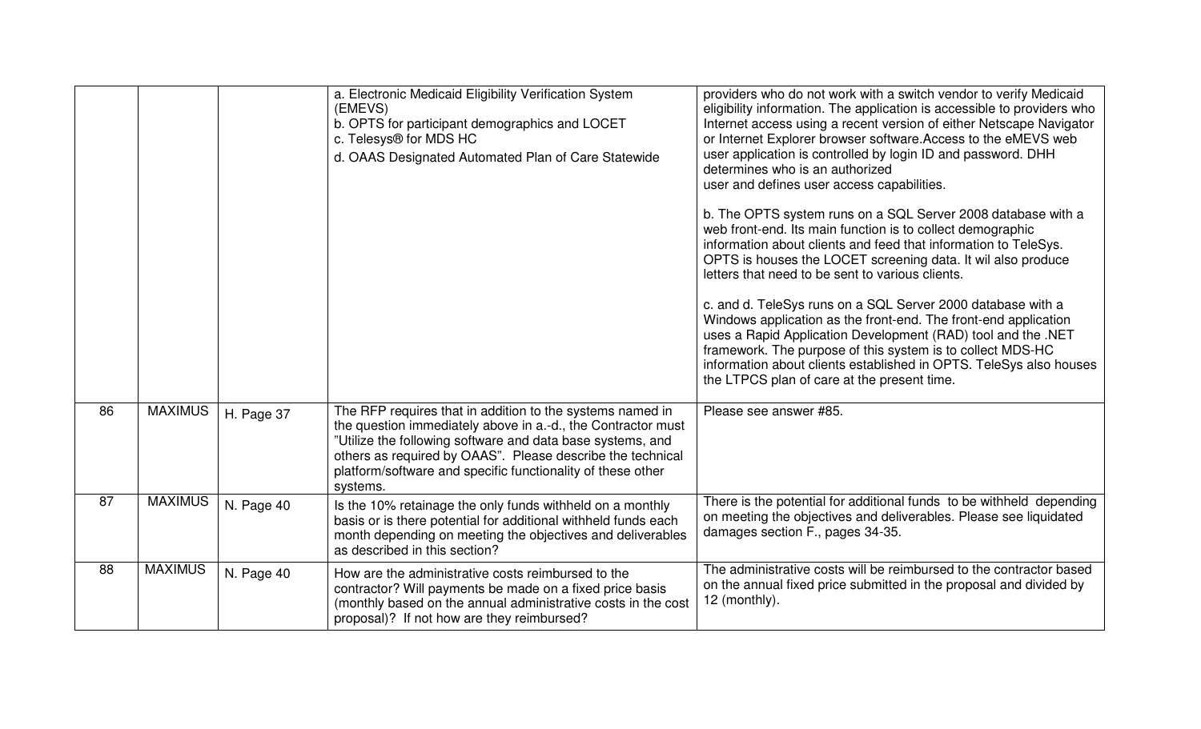| | | | | |
|---|---|---|---|---|
| | | | a. Electronic Medicaid Eligibility Verification System (EMEVS)<br>b. OPTS for participant demographics and LOCET<br>c. Telesys® for MDS HC<br>d. OAAS Designated Automated Plan of Care Statewide | providers who do not work with a switch vendor to verify Medicaid eligibility information. The application is accessible to providers who Internet access using a recent version of either Netscape Navigator or Internet Explorer browser software.Access to the eMEVS web user application is controlled by login ID and password. DHH determines who is an authorized user and defines user access capabilities.<br><br>b. The OPTS system runs on a SQL Server 2008 database with a web front-end. Its main function is to collect demographic information about clients and feed that information to TeleSys. OPTS is houses the LOCET screening data. It wil also produce letters that need to be sent to various clients.<br><br>c. and d. TeleSys runs on a SQL Server 2000 database with a Windows application as the front-end. The front-end application uses a Rapid Application Development (RAD) tool and the .NET framework. The purpose of this system is to collect MDS-HC information about clients established in OPTS. TeleSys also houses the LTPCS plan of care at the present time. |
| 86 | MAXIMUS | H. Page 37 | The RFP requires that in addition to the systems named in the question immediately above in a.-d., the Contractor must "Utilize the following software and data base systems, and others as required by OAAS". Please describe the technical platform/software and specific functionality of these other systems. | Please see answer #85. |
| 87 | MAXIMUS | N. Page 40 | Is the 10% retainage the only funds withheld on a monthly basis or is there potential for additional withheld funds each month depending on meeting the objectives and deliverables as described in this section? | There is the potential for additional funds to be withheld depending on meeting the objectives and deliverables. Please see liquidated damages section F., pages 34-35. |
| 88 | MAXIMUS | N. Page 40 | How are the administrative costs reimbursed to the contractor? Will payments be made on a fixed price basis (monthly based on the annual administrative costs in the cost proposal)? If not how are they reimbursed? | The administrative costs will be reimbursed to the contractor based on the annual fixed price submitted in the proposal and divided by 12 (monthly). |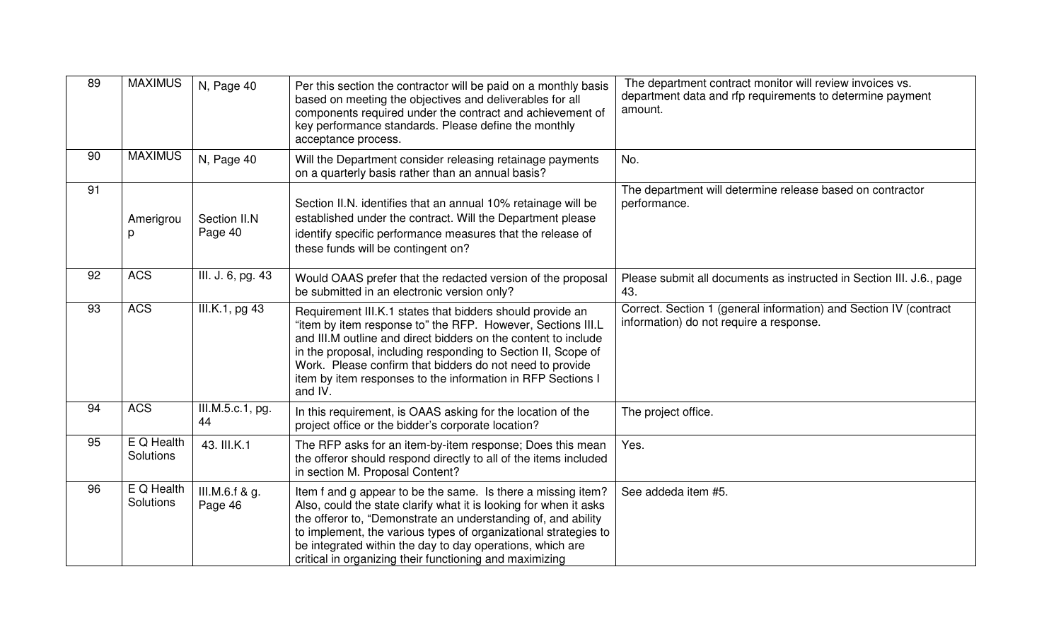| 89 | MAXIMUS | N, Page 40 | Per this section the contractor will be paid on a monthly basis based on meeting the objectives and deliverables for all components required under the contract and achievement of key performance standards. Please define the monthly acceptance process. | The department contract monitor will review invoices vs. department data and rfp requirements to determine payment amount. |
|---|---|---|---|---|
| 90 | MAXIMUS | N, Page 40 | Will the Department consider releasing retainage payments on a quarterly basis rather than an annual basis? | No. |
| 91 | Amerigroup | Section II.N Page 40 | Section II.N. identifies that an annual 10% retainage will be established under the contract. Will the Department please identify specific performance measures that the release of these funds will be contingent on? | The department will determine release based on contractor performance. |
| 92 | ACS | III. J. 6, pg. 43 | Would OAAS prefer that the redacted version of the proposal be submitted in an electronic version only? | Please submit all documents as instructed in Section III. J.6., page 43. |
| 93 | ACS | III.K.1, pg 43 | Requirement III.K.1 states that bidders should provide an "item by item response to" the RFP. However, Sections III.L and III.M outline and direct bidders on the content to include in the proposal, including responding to Section II, Scope of Work. Please confirm that bidders do not need to provide item by item responses to the information in RFP Sections I and IV. | Correct. Section 1 (general information) and Section IV (contract information) do not require a response. |
| 94 | ACS | III.M.5.c.1, pg. 44 | In this requirement, is OAAS asking for the location of the project office or the bidder's corporate location? | The project office. |
| 95 | E Q Health Solutions | 43. III.K.1 | The RFP asks for an item-by-item response; Does this mean the offeror should respond directly to all of the items included in section M. Proposal Content? | Yes. |
| 96 | E Q Health Solutions | III.M.6.f & g. Page 46 | Item f and g appear to be the same. Is there a missing item? Also, could the state clarify what it is looking for when it asks the offeror to, "Demonstrate an understanding of, and ability to implement, the various types of organizational strategies to be integrated within the day to day operations, which are critical in organizing their functioning and maximizing | See addeda item #5. |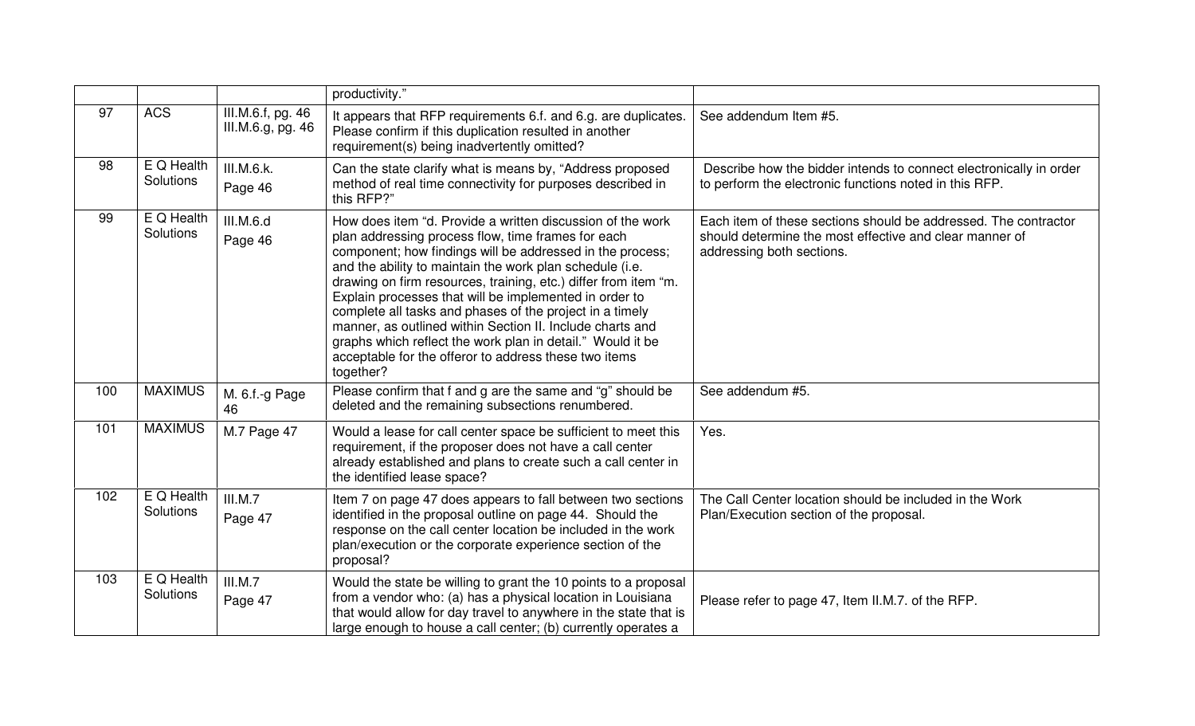|  |  |  | productivity." |  |
|---|---|---|---|---|
| 97 | ACS | III.M.6.f, pg. 46 III.M.6.g, pg. 46 | It appears that RFP requirements 6.f. and 6.g. are duplicates. Please confirm if this duplication resulted in another requirement(s) being inadvertently omitted? | See addendum Item #5. |
| 98 | E Q Health Solutions | III.M.6.k. Page 46 | Can the state clarify what is means by, "Address proposed method of real time connectivity for purposes described in this RFP?" | Describe how the bidder intends to connect electronically in order to perform the electronic functions noted in this RFP. |
| 99 | E Q Health Solutions | III.M.6.d Page 46 | How does item "d. Provide a written discussion of the work plan addressing process flow, time frames for each component; how findings will be addressed in the process; and the ability to maintain the work plan schedule (i.e. drawing on firm resources, training, etc.) differ from item "m. Explain processes that will be implemented in order to complete all tasks and phases of the project in a timely manner, as outlined within Section II. Include charts and graphs which reflect the work plan in detail." Would it be acceptable for the offeror to address these two items together? | Each item of these sections should be addressed. The contractor should determine the most effective and clear manner of addressing both sections. |
| 100 | MAXIMUS | M. 6.f.-g Page 46 | Please confirm that f and g are the same and "g" should be deleted and the remaining subsections renumbered. | See addendum #5. |
| 101 | MAXIMUS | M.7 Page 47 | Would a lease for call center space be sufficient to meet this requirement, if the proposer does not have a call center already established and plans to create such a call center in the identified lease space? | Yes. |
| 102 | E Q Health Solutions | III.M.7 Page 47 | Item 7 on page 47 does appears to fall between two sections identified in the proposal outline on page 44. Should the response on the call center location be included in the work plan/execution or the corporate experience section of the proposal? | The Call Center location should be included in the Work Plan/Execution section of the proposal. |
| 103 | E Q Health Solutions | III.M.7 Page 47 | Would the state be willing to grant the 10 points to a proposal from a vendor who: (a) has a physical location in Louisiana that would allow for day travel to anywhere in the state that is large enough to house a call center; (b) currently operates a | Please refer to page 47, Item II.M.7. of the RFP. |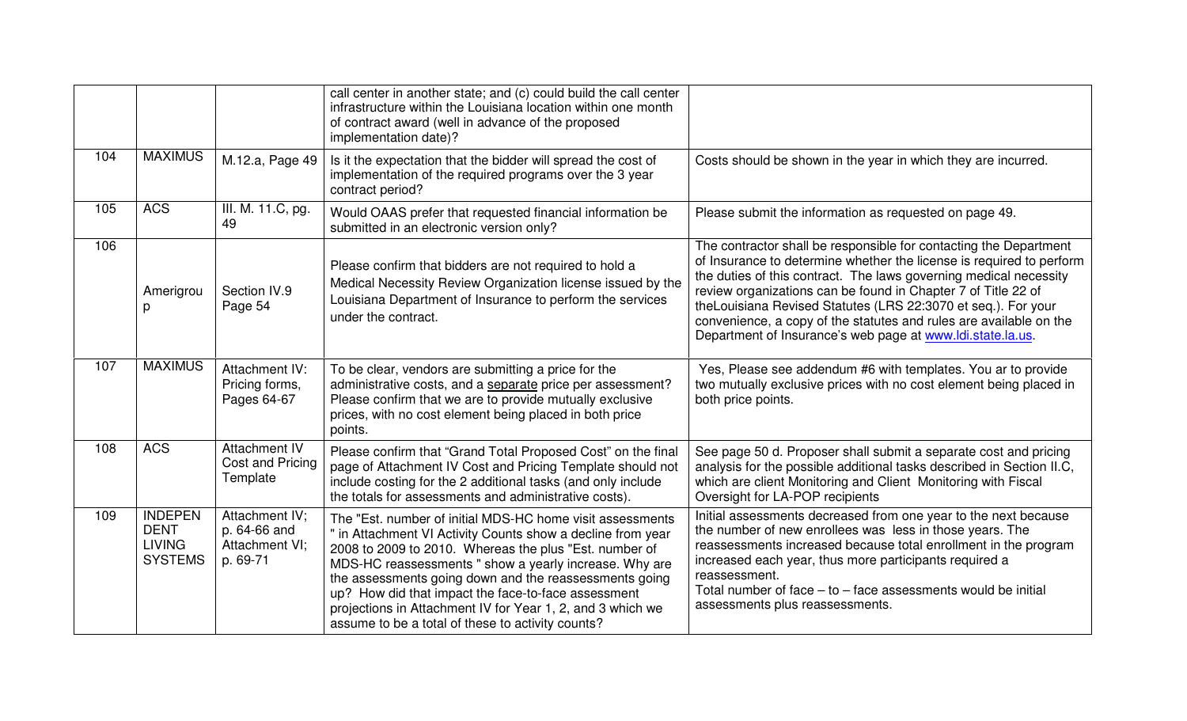| | | | | |
|---|---|---|---|---|
| | | | call center in another state; and (c) could build the call center infrastructure within the Louisiana location within one month of contract award (well in advance of the proposed implementation date)? | |
| 104 | MAXIMUS | M.12.a, Page 49 | Is it the expectation that the bidder will spread the cost of implementation of the required programs over the 3 year contract period? | Costs should be shown in the year in which they are incurred. |
| 105 | ACS | III. M. 11.C, pg. 49 | Would OAAS prefer that requested financial information be submitted in an electronic version only? | Please submit the information as requested on page 49. |
| 106 | Amerigrou p | Section IV.9 Page 54 | Please confirm that bidders are not required to hold a Medical Necessity Review Organization license issued by the Louisiana Department of Insurance to perform the services under the contract. | The contractor shall be responsible for contacting the Department of Insurance to determine whether the license is required to perform the duties of this contract. The laws governing medical necessity review organizations can be found in Chapter 7 of Title 22 of theLouisiana Revised Statutes (LRS 22:3070 et seq.). For your convenience, a copy of the statutes and rules are available on the Department of Insurance's web page at www.ldi.state.la.us. |
| 107 | MAXIMUS | Attachment IV: Pricing forms, Pages 64-67 | To be clear, vendors are submitting a price for the administrative costs, and a separate price per assessment? Please confirm that we are to provide mutually exclusive prices, with no cost element being placed in both price points. | Yes, Please see addendum #6 with templates. You ar to provide two mutually exclusive prices with no cost element being placed in both price points. |
| 108 | ACS | Attachment IV Cost and Pricing Template | Please confirm that "Grand Total Proposed Cost" on the final page of Attachment IV Cost and Pricing Template should not include costing for the 2 additional tasks (and only include the totals for assessments and administrative costs). | See page 50 d. Proposer shall submit a separate cost and pricing analysis for the possible additional tasks described in Section II.C, which are client Monitoring and Client Monitoring with Fiscal Oversight for LA-POP recipients |
| 109 | INDEPEN DENT LIVING SYSTEMS | Attachment IV; p. 64-66 and Attachment VI; p. 69-71 | The "Est. number of initial MDS-HC home visit assessments " in Attachment VI Activity Counts show a decline from year 2008 to 2009 to 2010. Whereas the plus "Est. number of MDS-HC reassessments " show a yearly increase. Why are the assessments going down and the reassessments going up? How did that impact the face-to-face assessment projections in Attachment IV for Year 1, 2, and 3 which we assume to be a total of these to activity counts? | Initial assessments decreased from one year to the next because the number of new enrollees was less in those years. The reassessments increased because total enrollment in the program increased each year, thus more participants required a reassessment.<br>Total number of face – to – face assessments would be initial assessments plus reassessments. |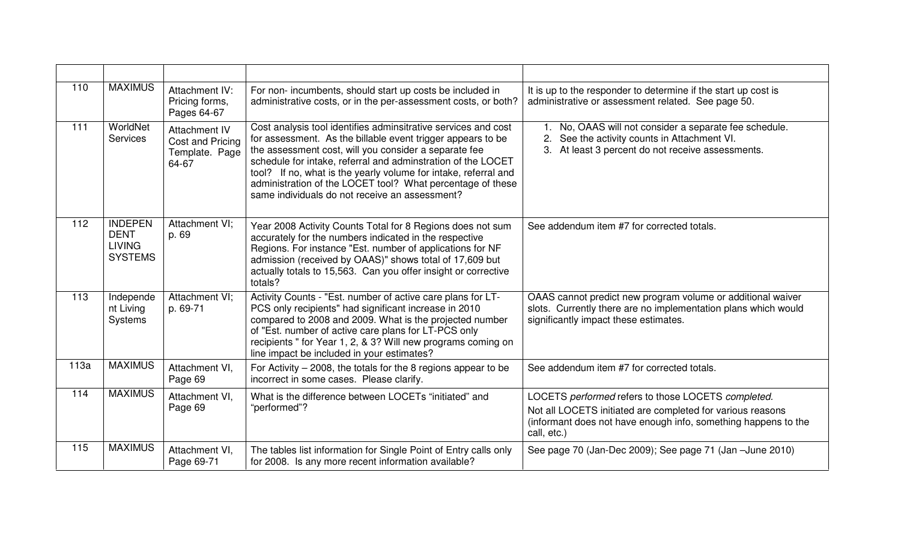| | | | | |
|---|---|---|---|---|
| 110 | MAXIMUS | Attachment IV: Pricing forms, Pages 64-67 | For non- incumbents, should start up costs be included in administrative costs, or in the per-assessment costs, or both? | It is up to the responder to determine if the start up cost is administrative or assessment related. See page 50. |
| 111 | WorldNet Services | Attachment IV Cost and Pricing Template. Page 64-67 | Cost analysis tool identifies adminsitrative services and cost for assessment. As the billable event trigger appears to be the assessment cost, will you consider a separate fee schedule for intake, referral and adminstration of the LOCET tool? If no, what is the yearly volume for intake, referral and administration of the LOCET tool? What percentage of these same individuals do not receive an assessment? | 1. No, OAAS will not consider a separate fee schedule.<br>2. See the activity counts in Attachment VI.<br>3. At least 3 percent do not receive assessments. |
| 112 | INDEPENDENT LIVING SYSTEMS | Attachment VI; p. 69 | Year 2008 Activity Counts Total for 8 Regions does not sum accurately for the numbers indicated in the respective Regions. For instance "Est. number of applications for NF admission (received by OAAS)" shows total of 17,609 but actually totals to 15,563. Can you offer insight or corrective totals? | See addendum item #7 for corrected totals. |
| 113 | Independent Living Systems | Attachment VI; p. 69-71 | Activity Counts - "Est. number of active care plans for LT-PCS only recipients" had significant increase in 2010 compared to 2008 and 2009. What is the projected number of "Est. number of active care plans for LT-PCS only recipients " for Year 1, 2, & 3? Will new programs coming on line impact be included in your estimates? | OAAS cannot predict new program volume or additional waiver slots. Currently there are no implementation plans which would significantly impact these estimates. |
| 113a | MAXIMUS | Attachment VI, Page 69 | For Activity – 2008, the totals for the 8 regions appear to be incorrect in some cases. Please clarify. | See addendum item #7 for corrected totals. |
| 114 | MAXIMUS | Attachment VI, Page 69 | What is the difference between LOCETs "initiated" and "performed"? | LOCETS *performed* refers to those LOCETS *completed.*<br>Not all LOCETS initiated are completed for various reasons (informant does not have enough info, something happens to the call, etc.) |
| 115 | MAXIMUS | Attachment VI, Page 69-71 | The tables list information for Single Point of Entry calls only for 2008. Is any more recent information available? | See page 70 (Jan-Dec 2009); See page 71 (Jan –June 2010) |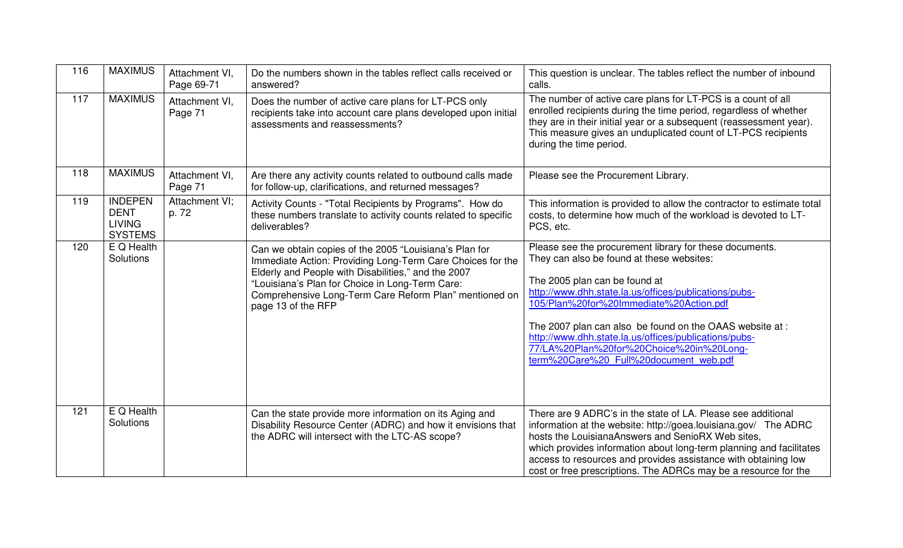| 116 | MAXIMUS | Attachment VI, Page 69-71 | Do the numbers shown in the tables reflect calls received or answered? | This question is unclear. The tables reflect the number of inbound calls. |
|---|---|---|---|---|
| 117 | MAXIMUS | Attachment VI, Page 71 | Does the number of active care plans for LT-PCS only recipients take into account care plans developed upon initial assessments and reassessments? | The number of active care plans for LT-PCS is a count of all enrolled recipients during the time period, regardless of whether they are in their initial year or a subsequent (reassessment year). This measure gives an unduplicated count of LT-PCS recipients during the time period. |
| 118 | MAXIMUS | Attachment VI, Page 71 | Are there any activity counts related to outbound calls made for follow-up, clarifications, and returned messages? | Please see the Procurement Library. |
| 119 | INDEPENDENT LIVING SYSTEMS | Attachment VI; p. 72 | Activity Counts - "Total Recipients by Programs". How do these numbers translate to activity counts related to specific deliverables? | This information is provided to allow the contractor to estimate total costs, to determine how much of the workload is devoted to LT-PCS, etc. |
| 120 | E Q Health Solutions | | Can we obtain copies of the 2005 "Louisiana's Plan for Immediate Action: Providing Long-Term Care Choices for the Elderly and People with Disabilities," and the 2007 "Louisiana's Plan for Choice in Long-Term Care: Comprehensive Long-Term Care Reform Plan" mentioned on page 13 of the RFP | Please see the procurement library for these documents. They can also be found at these websites:<br><br>The 2005 plan can be found at http://www.dhh.state.la.us/offices/publications/pubs-105/Plan%20for%20Immediate%20Action.pdf<br><br>The 2007 plan can also be found on the OAAS website at : http://www.dhh.state.la.us/offices/publications/pubs-77/LA%20Plan%20for%20Choice%20in%20Long-term%20Care%20_Full%20document_web.pdf |
| 121 | E Q Health Solutions | | Can the state provide more information on its Aging and Disability Resource Center (ADRC) and how it envisions that the ADRC will intersect with the LTC-AS scope? | There are 9 ADRC's in the state of LA. Please see additional information at the website: http://goea.louisiana.gov/ The ADRC hosts the LouisianaAnswers and SenioRX Web sites, which provides information about long-term planning and facilitates access to resources and provides assistance with obtaining low cost or free prescriptions. The ADRCs may be a resource for the |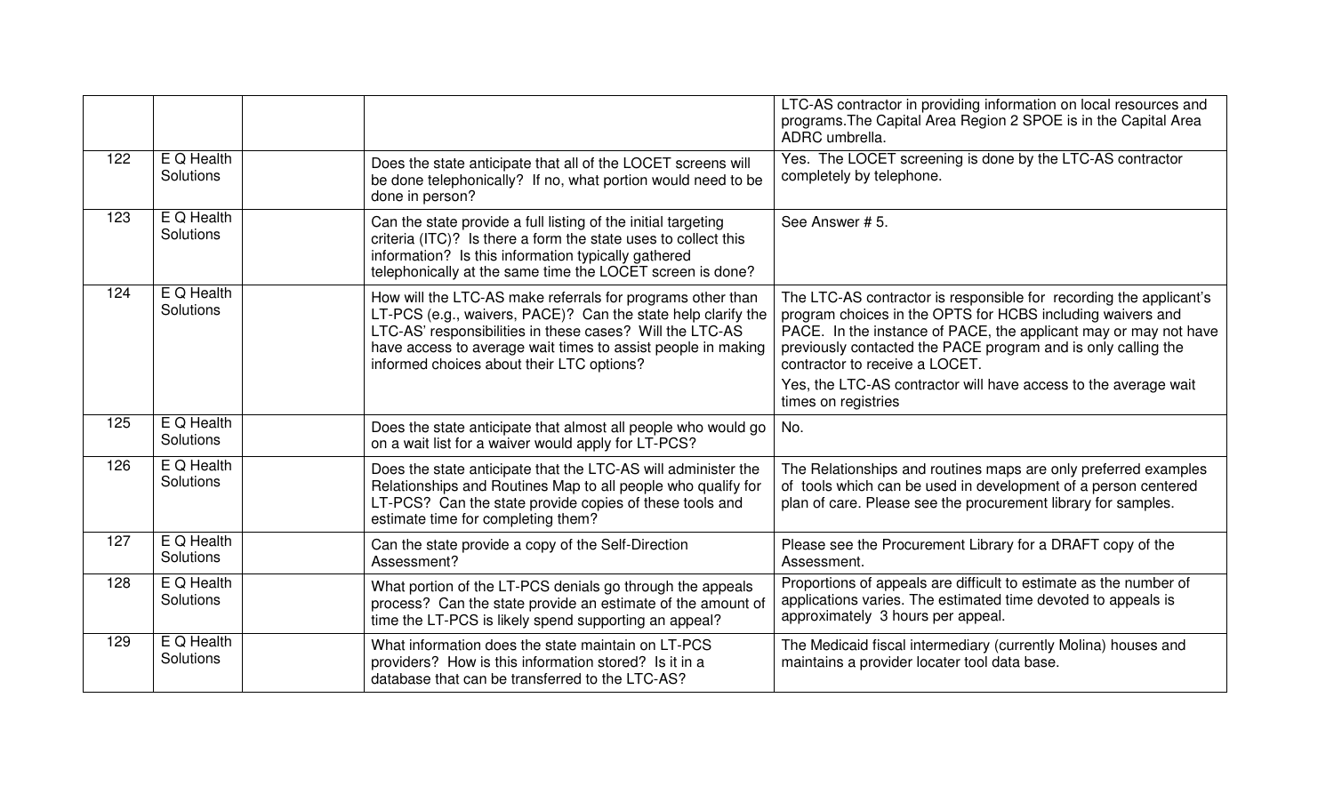| | | | | |
|---|---|---|---|---|
| | | | | LTC-AS contractor in providing information on local resources and programs.The Capital Area Region 2 SPOE is in the Capital Area ADRC umbrella. |
| 122 | E Q Health Solutions | | Does the state anticipate that all of the LOCET screens will be done telephonically? If no, what portion would need to be done in person? | Yes. The LOCET screening is done by the LTC-AS contractor completely by telephone. |
| 123 | E Q Health Solutions | | Can the state provide a full listing of the initial targeting criteria (ITC)? Is there a form the state uses to collect this information? Is this information typically gathered telephonically at the same time the LOCET screen is done? | See Answer # 5. |
| 124 | E Q Health Solutions | | How will the LTC-AS make referrals for programs other than LT-PCS (e.g., waivers, PACE)? Can the state help clarify the LTC-AS' responsibilities in these cases? Will the LTC-AS have access to average wait times to assist people in making informed choices about their LTC options? | The LTC-AS contractor is responsible for recording the applicant's program choices in the OPTS for HCBS including waivers and PACE. In the instance of PACE, the applicant may or may not have previously contacted the PACE program and is only calling the contractor to receive a LOCET.<br><br>Yes, the LTC-AS contractor will have access to the average wait times on registries |
| 125 | E Q Health Solutions | | Does the state anticipate that almost all people who would go on a wait list for a waiver would apply for LT-PCS? | No. |
| 126 | E Q Health Solutions | | Does the state anticipate that the LTC-AS will administer the Relationships and Routines Map to all people who qualify for LT-PCS? Can the state provide copies of these tools and estimate time for completing them? | The Relationships and routines maps are only preferred examples of tools which can be used in development of a person centered plan of care. Please see the procurement library for samples. |
| 127 | E Q Health Solutions | | Can the state provide a copy of the Self-Direction Assessment? | Please see the Procurement Library for a DRAFT copy of the Assessment. |
| 128 | E Q Health Solutions | | What portion of the LT-PCS denials go through the appeals process? Can the state provide an estimate of the amount of time the LT-PCS is likely spend supporting an appeal? | Proportions of appeals are difficult to estimate as the number of applications varies. The estimated time devoted to appeals is approximately 3 hours per appeal. |
| 129 | E Q Health Solutions | | What information does the state maintain on LT-PCS providers? How is this information stored? Is it in a database that can be transferred to the LTC-AS? | The Medicaid fiscal intermediary (currently Molina) houses and maintains a provider locater tool data base. |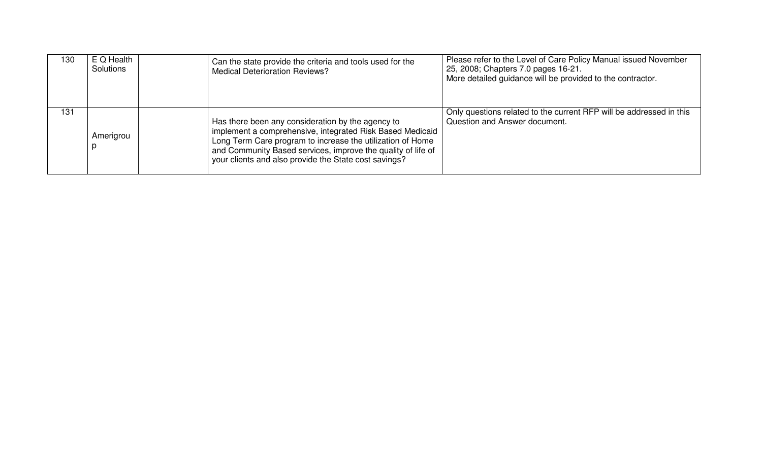| | | | | |
|---|---|---|---|---|
| 130 | E Q Health Solutions | | Can the state provide the criteria and tools used for the Medical Deterioration Reviews? | Please refer to the Level of Care Policy Manual issued November 25, 2008; Chapters 7.0 pages 16-21. More detailed guidance will be provided to the contractor. |
| 131 | Amerigroup | | Has there been any consideration by the agency to implement a comprehensive, integrated Risk Based Medicaid Long Term Care program to increase the utilization of Home and Community Based services, improve the quality of life of your clients and also provide the State cost savings? | Only questions related to the current RFP will be addressed in this Question and Answer document. |